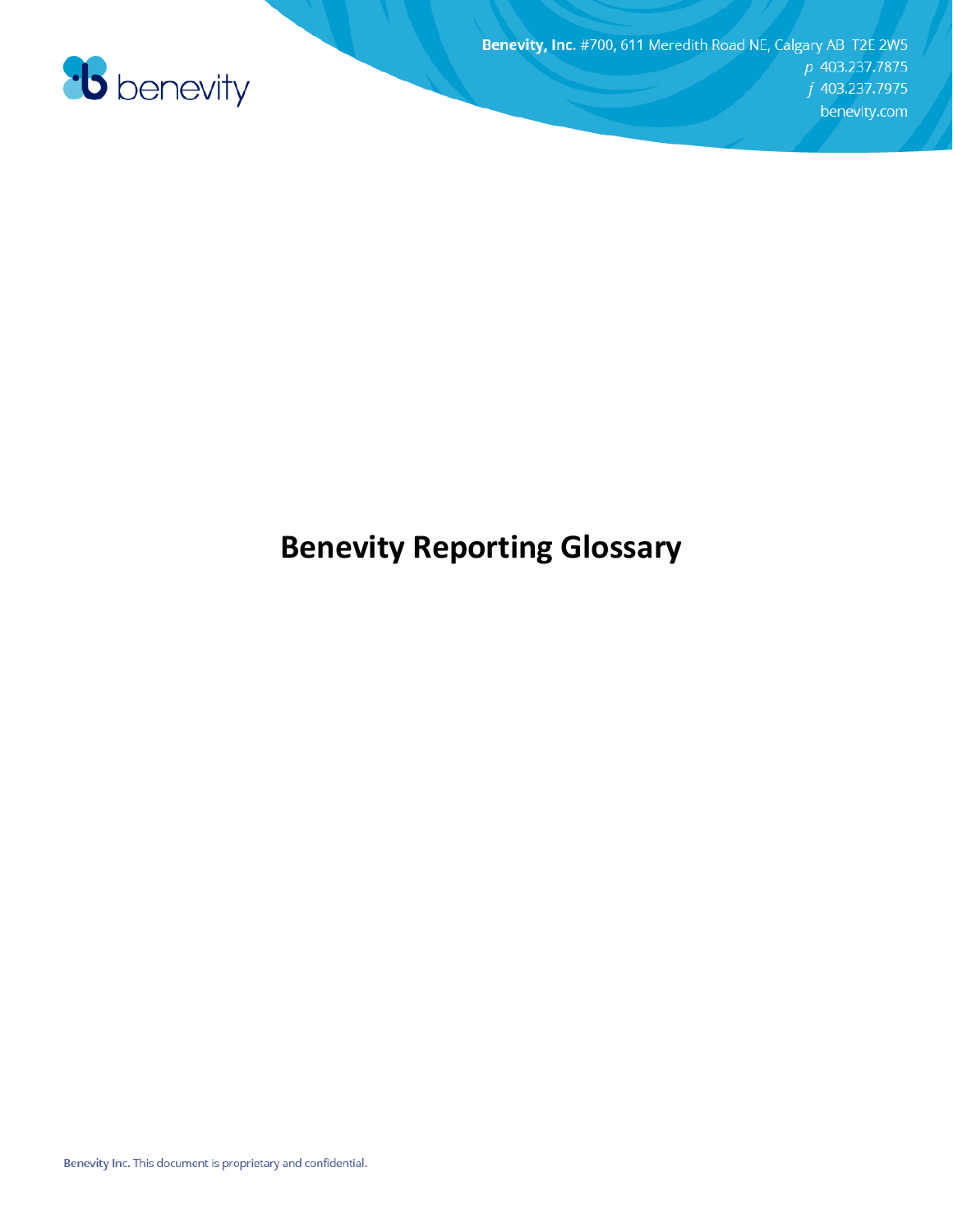**Benevity, Inc.** #700, 611 Meredith Road NE, Calgary AB T2E 2W5
*p* 403.237.7875
*f* 403.237.7975
benevity.com

# Benevity Reporting Glossary

Benevity Inc. This document is proprietary and confidential.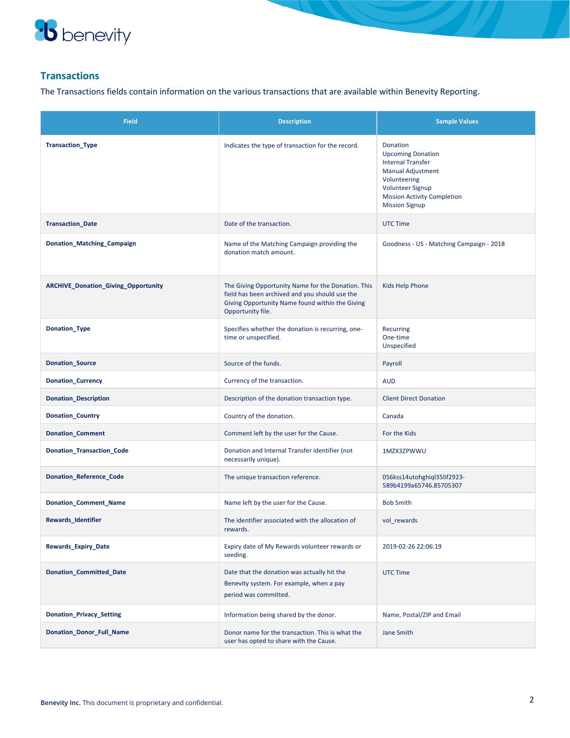## Transactions

The Transactions fields contain information on the various transactions that are available within Benevity Reporting.

| Field | Description | Sample Values |
|---|---|---|
| **Transaction_Type** | Indicates the type of transaction for the record. | Donation<br>Upcoming Donation<br>Internal Transfer<br>Manual Adjustment<br>Volunteering<br>Volunteer Signup<br>Mission Activity Completion<br>Mission Signup |
| **Transaction_Date** | Date of the transaction. | UTC Time |
| **Donation_Matching_Campaign** | Name of the Matching Campaign providing the donation match amount. | Goodness - US - Matching Campaign - 2018 |
| **ARCHIVE_Donation_Giving_Opportunity** | The Giving Opportunity Name for the Donation. This field has been archived and you should use the Giving Opportunity Name found within the Giving Opportunity file. | Kids Help Phone |
| **Donation_Type** | Specifies whether the donation is recurring, one-time or unspecified. | Recurring<br>One-time<br>Unspecified |
| **Donation_Source** | Source of the funds. | Payroll |
| **Donation_Currency** | Currency of the transaction. | AUD |
| **Donation_Description** | Description of the donation transaction type. | Client Direct Donation |
| **Donation_Country** | Country of the donation. | Canada |
| **Donation_Comment** | Comment left by the user for the Cause. | For the Kids |
| **Donation_Transaction_Code** | Donation and Internal Transfer identifier (not necessarily unique). | 1MZX3ZPWWU |
| **Donation_Reference_Code** | The unique transaction reference. | 056kss14utohghiql35lif2923-589b4199a65746.85705307 |
| **Donation_Comment_Name** | Name left by the user for the Cause. | Bob Smith |
| **Rewards_Identifier** | The identifier associated with the allocation of rewards. | vol_rewards |
| **Rewards_Expiry_Date** | Expiry date of My Rewards volunteer rewards or seeding. | 2019-02-26 22:06:19 |
| **Donation_Committed_Date** | Date that the donation was actually hit the Benevity system. For example, when a pay period was committed. | UTC Time |
| **Donation_Privacy_Setting** | Information being shared by the donor. | Name, Postal/ZIP and Email |
| **Donation_Donor_Full_Name** | Donor name for the transaction. This is what the user has opted to share with the Cause. | Jane Smith |

**Benevity Inc.** This document is proprietary and confidential.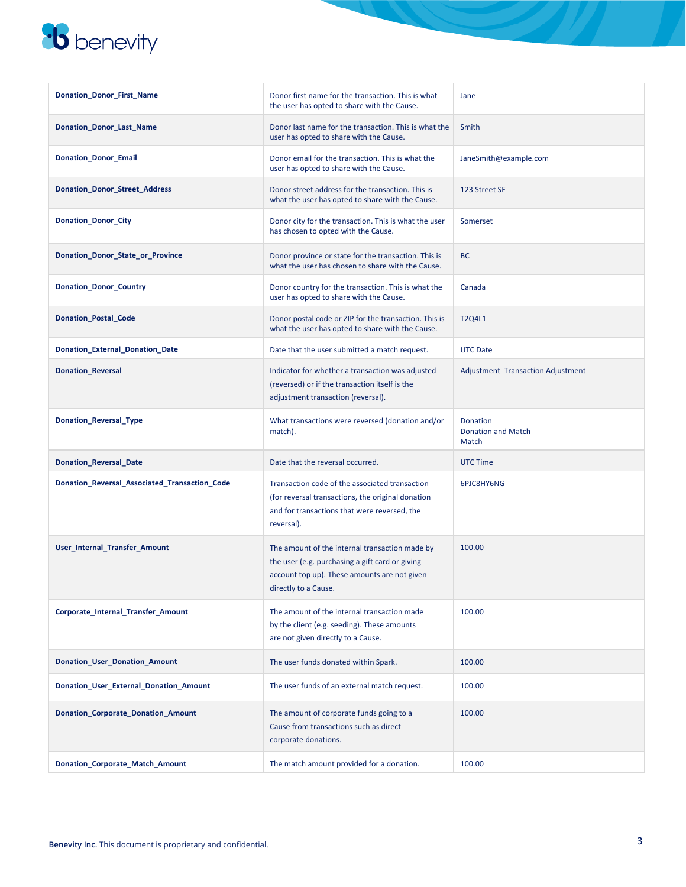| | | |
|---|---|---|
| **Donation_Donor_First_Name** | Donor first name for the transaction. This is what the user has opted to share with the Cause. | Jane |
| **Donation_Donor_Last_Name** | Donor last name for the transaction. This is what the user has opted to share with the Cause. | Smith |
| **Donation_Donor_Email** | Donor email for the transaction. This is what the user has opted to share with the Cause. | JaneSmith@example.com |
| **Donation_Donor_Street_Address** | Donor street address for the transaction. This is what the user has opted to share with the Cause. | 123 Street SE |
| **Donation_Donor_City** | Donor city for the transaction. This is what the user has chosen to opted with the Cause. | Somerset |
| **Donation_Donor_State_or_Province** | Donor province or state for the transaction. This is what the user has chosen to share with the Cause. | BC |
| **Donation_Donor_Country** | Donor country for the transaction. This is what the user has opted to share with the Cause. | Canada |
| **Donation_Postal_Code** | Donor postal code or ZIP for the transaction. This is what the user has opted to share with the Cause. | T2Q4L1 |
| **Donation_External_Donation_Date** | Date that the user submitted a match request. | UTC Date |
| **Donation_Reversal** | Indicator for whether a transaction was adjusted (reversed) or if the transaction itself is the adjustment transaction (reversal). | Adjustment Transaction Adjustment |
| **Donation_Reversal_Type** | What transactions were reversed (donation and/or match). | Donation<br>Donation and Match<br>Match |
| **Donation_Reversal_Date** | Date that the reversal occurred. | UTC Time |
| **Donation_Reversal_Associated_Transaction_Code** | Transaction code of the associated transaction (for reversal transactions, the original donation and for transactions that were reversed, the reversal). | 6PJC8HY6NG |
| **User_Internal_Transfer_Amount** | The amount of the internal transaction made by the user (e.g. purchasing a gift card or giving account top up). These amounts are not given directly to a Cause. | 100.00 |
| **Corporate_Internal_Transfer_Amount** | The amount of the internal transaction made by the client (e.g. seeding). These amounts are not given directly to a Cause. | 100.00 |
| **Donation_User_Donation_Amount** | The user funds donated within Spark. | 100.00 |
| **Donation_User_External_Donation_Amount** | The user funds of an external match request. | 100.00 |
| **Donation_Corporate_Donation_Amount** | The amount of corporate funds going to a Cause from transactions such as direct corporate donations. | 100.00 |
| **Donation_Corporate_Match_Amount** | The match amount provided for a donation. | 100.00 |

**Benevity Inc.** This document is proprietary and confidential.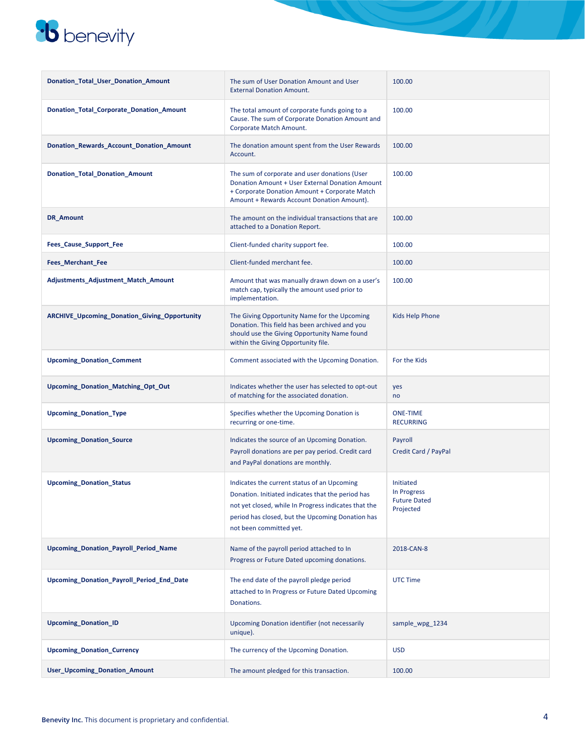| | | |
|---|---|---|
| **Donation_Total_User_Donation_Amount** | The sum of User Donation Amount and User External Donation Amount. | 100.00 |
| **Donation_Total_Corporate_Donation_Amount** | The total amount of corporate funds going to a Cause. The sum of Corporate Donation Amount and Corporate Match Amount. | 100.00 |
| **Donation_Rewards_Account_Donation_Amount** | The donation amount spent from the User Rewards Account. | 100.00 |
| **Donation_Total_Donation_Amount** | The sum of corporate and user donations (User Donation Amount + User External Donation Amount + Corporate Donation Amount + Corporate Match Amount + Rewards Account Donation Amount). | 100.00 |
| **DR_Amount** | The amount on the individual transactions that are attached to a Donation Report. | 100.00 |
| **Fees_Cause_Support_Fee** | Client-funded charity support fee. | 100.00 |
| **Fees_Merchant_Fee** | Client-funded merchant fee. | 100.00 |
| **Adjustments_Adjustment_Match_Amount** | Amount that was manually drawn down on a user's match cap, typically the amount used prior to implementation. | 100.00 |
| **ARCHIVE_Upcoming_Donation_Giving_Opportunity** | The Giving Opportunity Name for the Upcoming Donation. This field has been archived and you should use the Giving Opportunity Name found within the Giving Opportunity file. | Kids Help Phone |
| **Upcoming_Donation_Comment** | Comment associated with the Upcoming Donation. | For the Kids |
| **Upcoming_Donation_Matching_Opt_Out** | Indicates whether the user has selected to opt-out of matching for the associated donation. | yes<br>no |
| **Upcoming_Donation_Type** | Specifies whether the Upcoming Donation is recurring or one-time. | ONE-TIME<br>RECURRING |
| **Upcoming_Donation_Source** | Indicates the source of an Upcoming Donation. Payroll donations are per pay period. Credit card and PayPal donations are monthly. | Payroll<br>Credit Card / PayPal |
| **Upcoming_Donation_Status** | Indicates the current status of an Upcoming Donation. Initiated indicates that the period has not yet closed, while In Progress indicates that the period has closed, but the Upcoming Donation has not been committed yet. | Initiated<br>In Progress<br>Future Dated<br>Projected |
| **Upcoming_Donation_Payroll_Period_Name** | Name of the payroll period attached to In Progress or Future Dated upcoming donations. | 2018-CAN-8 |
| **Upcoming_Donation_Payroll_Period_End_Date** | The end date of the payroll pledge period attached to In Progress or Future Dated Upcoming Donations. | UTC Time |
| **Upcoming_Donation_ID** | Upcoming Donation identifier (not necessarily unique). | sample_wpg_1234 |
| **Upcoming_Donation_Currency** | The currency of the Upcoming Donation. | USD |
| **User_Upcoming_Donation_Amount** | The amount pledged for this transaction. | 100.00 |

**Benevity Inc.** This document is proprietary and confidential.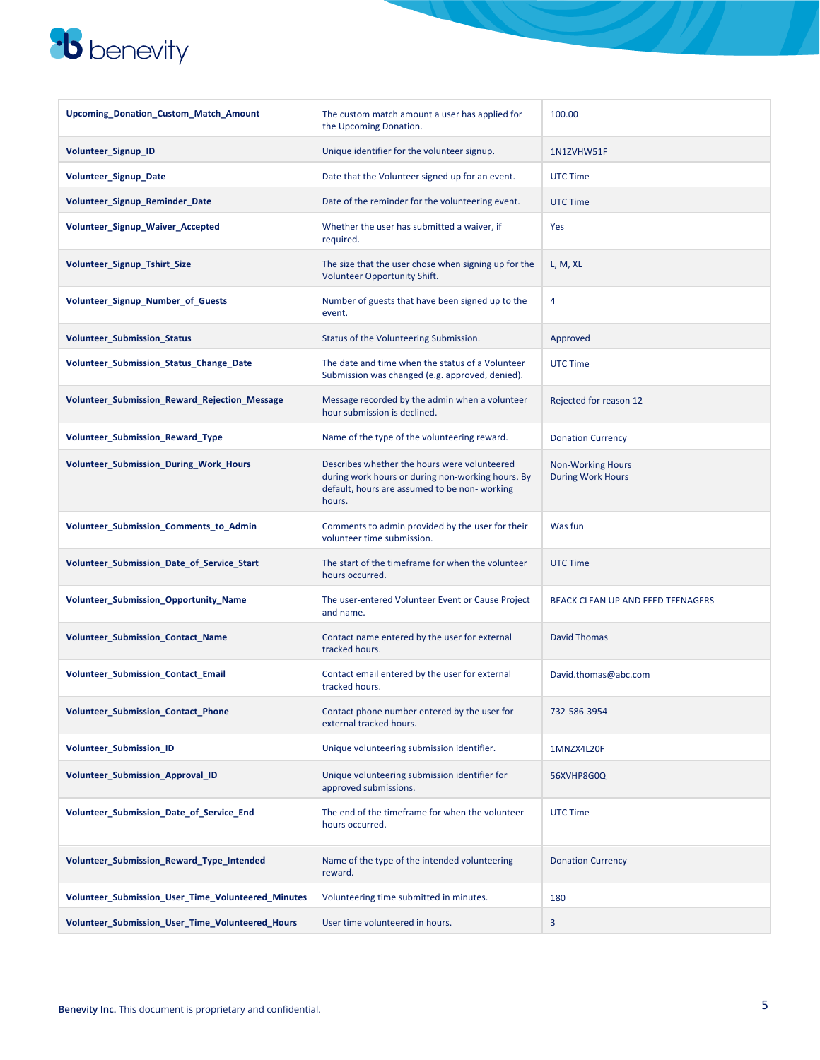| | | |
|---|---|---|
| **Upcoming_Donation_Custom_Match_Amount** | The custom match amount a user has applied for the Upcoming Donation. | 100.00 |
| **Volunteer_Signup_ID** | Unique identifier for the volunteer signup. | 1N1ZVHW51F |
| **Volunteer_Signup_Date** | Date that the Volunteer signed up for an event. | UTC Time |
| **Volunteer_Signup_Reminder_Date** | Date of the reminder for the volunteering event. | UTC Time |
| **Volunteer_Signup_Waiver_Accepted** | Whether the user has submitted a waiver, if required. | Yes |
| **Volunteer_Signup_Tshirt_Size** | The size that the user chose when signing up for the Volunteer Opportunity Shift. | L, M, XL |
| **Volunteer_Signup_Number_of_Guests** | Number of guests that have been signed up to the event. | 4 |
| **Volunteer_Submission_Status** | Status of the Volunteering Submission. | Approved |
| **Volunteer_Submission_Status_Change_Date** | The date and time when the status of a Volunteer Submission was changed (e.g. approved, denied). | UTC Time |
| **Volunteer_Submission_Reward_Rejection_Message** | Message recorded by the admin when a volunteer hour submission is declined. | Rejected for reason 12 |
| **Volunteer_Submission_Reward_Type** | Name of the type of the volunteering reward. | Donation Currency |
| **Volunteer_Submission_During_Work_Hours** | Describes whether the hours were volunteered during work hours or during non-working hours. By default, hours are assumed to be non- working hours. | Non-Working Hours<br>During Work Hours |
| **Volunteer_Submission_Comments_to_Admin** | Comments to admin provided by the user for their volunteer time submission. | Was fun |
| **Volunteer_Submission_Date_of_Service_Start** | The start of the timeframe for when the volunteer hours occurred. | UTC Time |
| **Volunteer_Submission_Opportunity_Name** | The user-entered Volunteer Event or Cause Project and name. | BEACK CLEAN UP AND FEED TEENAGERS |
| **Volunteer_Submission_Contact_Name** | Contact name entered by the user for external tracked hours. | David Thomas |
| **Volunteer_Submission_Contact_Email** | Contact email entered by the user for external tracked hours. | David.thomas@abc.com |
| **Volunteer_Submission_Contact_Phone** | Contact phone number entered by the user for external tracked hours. | 732-586-3954 |
| **Volunteer_Submission_ID** | Unique volunteering submission identifier. | 1MNZX4L20F |
| **Volunteer_Submission_Approval_ID** | Unique volunteering submission identifier for approved submissions. | 56XVHP8G0Q |
| **Volunteer_Submission_Date_of_Service_End** | The end of the timeframe for when the volunteer hours occurred. | UTC Time |
| **Volunteer_Submission_Reward_Type_Intended** | Name of the type of the intended volunteering reward. | Donation Currency |
| **Volunteer_Submission_User_Time_Volunteered_Minutes** | Volunteering time submitted in minutes. | 180 |
| **Volunteer_Submission_User_Time_Volunteered_Hours** | User time volunteered in hours. | 3 |

**Benevity Inc.** This document is proprietary and confidential.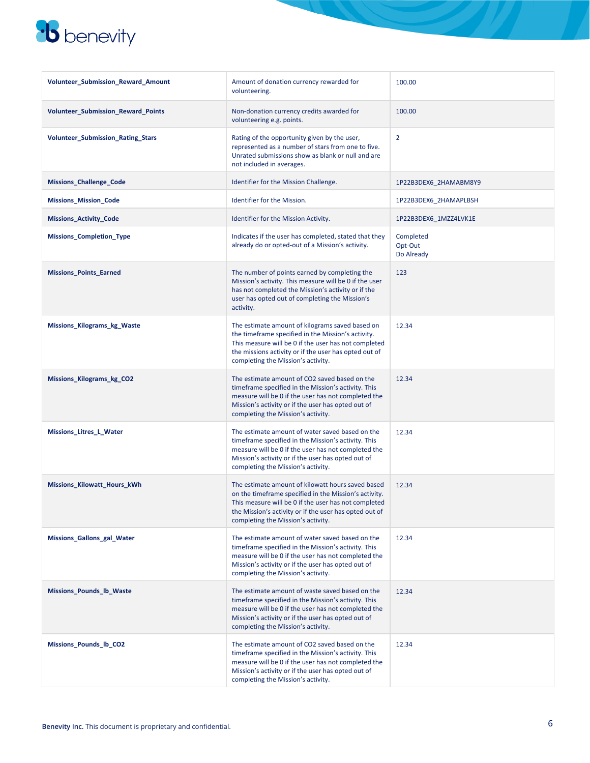| | | |
|---|---|---|
| **Volunteer_Submission_Reward_Amount** | Amount of donation currency rewarded for volunteering. | 100.00 |
| **Volunteer_Submission_Reward_Points** | Non-donation currency credits awarded for volunteering e.g. points. | 100.00 |
| **Volunteer_Submission_Rating_Stars** | Rating of the opportunity given by the user, represented as a number of stars from one to five. Unrated submissions show as blank or null and are not included in averages. | 2 |
| **Missions_Challenge_Code** | Identifier for the Mission Challenge. | 1P22B3DEX6_2HAMABM8Y9 |
| **Missions_Mission_Code** | Identifier for the Mission. | 1P22B3DEX6_2HAMAPLBSH |
| **Missions_Activity_Code** | Identifier for the Mission Activity. | 1P22B3DEX6_1MZZ4LVK1E |
| **Missions_Completion_Type** | Indicates if the user has completed, stated that they already do or opted-out of a Mission's activity. | Completed<br>Opt-Out<br>Do Already |
| **Missions_Points_Earned** | The number of points earned by completing the Mission's activity. This measure will be 0 if the user has not completed the Mission's activity or if the user has opted out of completing the Mission's activity. | 123 |
| **Missions_Kilograms_kg_Waste** | The estimate amount of kilograms saved based on the timeframe specified in the Mission's activity. This measure will be 0 if the user has not completed the missions activity or if the user has opted out of completing the Mission's activity. | 12.34 |
| **Missions_Kilograms_kg_CO2** | The estimate amount of CO2 saved based on the timeframe specified in the Mission's activity. This measure will be 0 if the user has not completed the Mission's activity or if the user has opted out of completing the Mission's activity. | 12.34 |
| **Missions_Litres_L_Water** | The estimate amount of water saved based on the timeframe specified in the Mission's activity. This measure will be 0 if the user has not completed the Mission's activity or if the user has opted out of completing the Mission's activity. | 12.34 |
| **Missions_Kilowatt_Hours_kWh** | The estimate amount of kilowatt hours saved based on the timeframe specified in the Mission's activity. This measure will be 0 if the user has not completed the Mission's activity or if the user has opted out of completing the Mission's activity. | 12.34 |
| **Missions_Gallons_gal_Water** | The estimate amount of water saved based on the timeframe specified in the Mission's activity. This measure will be 0 if the user has not completed the Mission's activity or if the user has opted out of completing the Mission's activity. | 12.34 |
| **Missions_Pounds_lb_Waste** | The estimate amount of waste saved based on the timeframe specified in the Mission's activity. This measure will be 0 if the user has not completed the Mission's activity or if the user has opted out of completing the Mission's activity. | 12.34 |
| **Missions_Pounds_lb_CO2** | The estimate amount of CO2 saved based on the timeframe specified in the Mission's activity. This measure will be 0 if the user has not completed the Mission's activity or if the user has opted out of completing the Mission's activity. | 12.34 |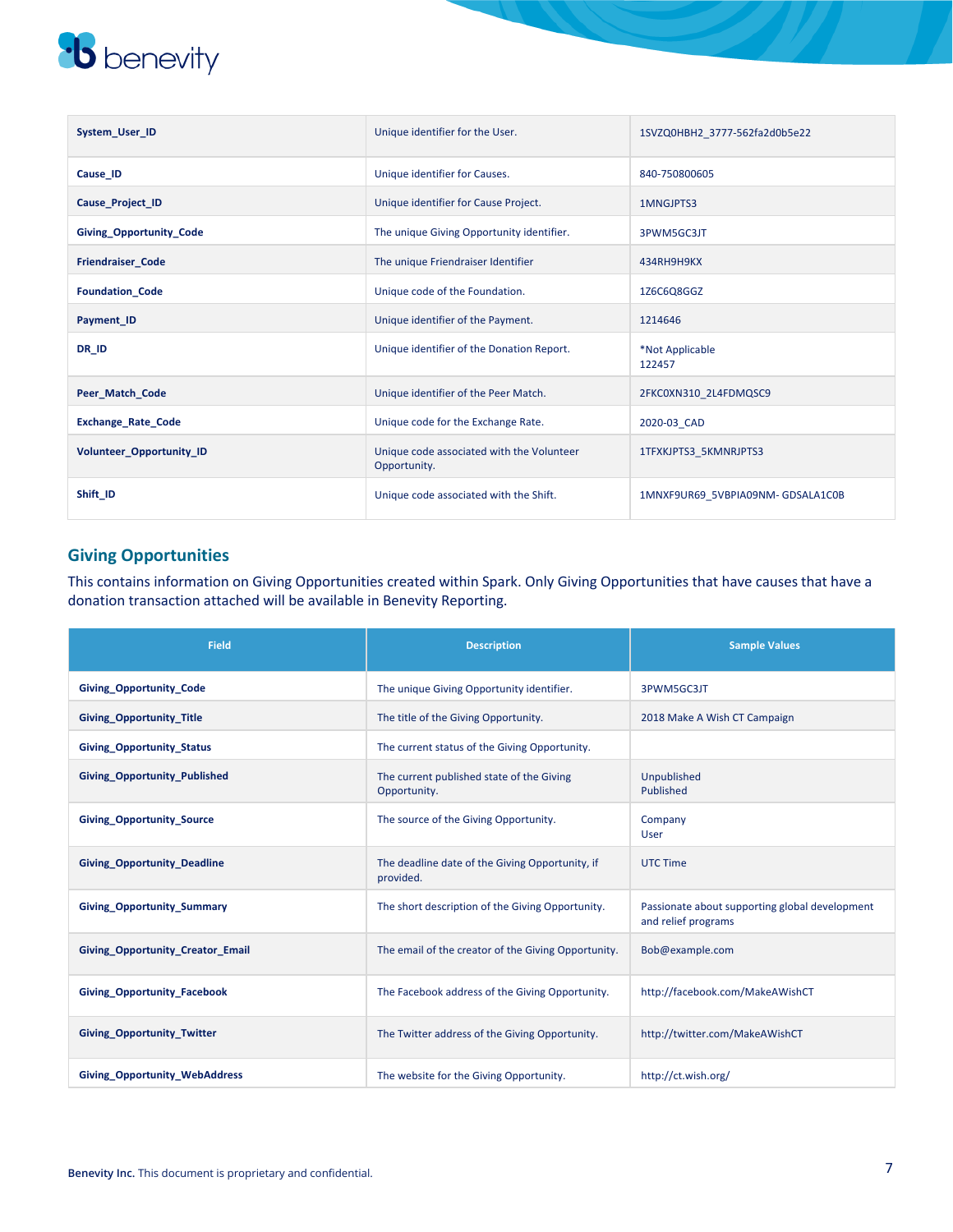| | | |
|---|---|---|
| **System_User_ID** | Unique identifier for the User. | 1SVZQ0HBH2_3777-562fa2d0b5e22 |
| **Cause_ID** | Unique identifier for Causes. | 840-750800605 |
| **Cause_Project_ID** | Unique identifier for Cause Project. | 1MNGJPTS3 |
| **Giving_Opportunity_Code** | The unique Giving Opportunity identifier. | 3PWM5GC3JT |
| **Friendraiser_Code** | The unique Friendraiser Identifier | 434RH9H9KX |
| **Foundation_Code** | Unique code of the Foundation. | 1Z6C6Q8GGZ |
| **Payment_ID** | Unique identifier of the Payment. | 1214646 |
| **DR_ID** | Unique identifier of the Donation Report. | *Not Applicable<br>122457 |
| **Peer_Match_Code** | Unique identifier of the Peer Match. | 2FKC0XN310_2L4FDMQSC9 |
| **Exchange_Rate_Code** | Unique code for the Exchange Rate. | 2020-03_CAD |
| **Volunteer_Opportunity_ID** | Unique code associated with the Volunteer Opportunity. | 1TFXKJPTS3_5KMNRJPTS3 |
| **Shift_ID** | Unique code associated with the Shift. | 1MNXF9UR69_5VBPIA09NM- GDSALA1C0B |

## Giving Opportunities

This contains information on Giving Opportunities created within Spark. Only Giving Opportunities that have causes that have a donation transaction attached will be available in Benevity Reporting.

| Field | Description | Sample Values |
|---|---|---|
| **Giving_Opportunity_Code** | The unique Giving Opportunity identifier. | 3PWM5GC3JT |
| **Giving_Opportunity_Title** | The title of the Giving Opportunity. | 2018 Make A Wish CT Campaign |
| **Giving_Opportunity_Status** | The current status of the Giving Opportunity. | |
| **Giving_Opportunity_Published** | The current published state of the Giving Opportunity. | Unpublished<br>Published |
| **Giving_Opportunity_Source** | The source of the Giving Opportunity. | Company<br>User |
| **Giving_Opportunity_Deadline** | The deadline date of the Giving Opportunity, if provided. | UTC Time |
| **Giving_Opportunity_Summary** | The short description of the Giving Opportunity. | Passionate about supporting global development and relief programs |
| **Giving_Opportunity_Creator_Email** | The email of the creator of the Giving Opportunity. | Bob@example.com |
| **Giving_Opportunity_Facebook** | The Facebook address of the Giving Opportunity. | http://facebook.com/MakeAWishCT |
| **Giving_Opportunity_Twitter** | The Twitter address of the Giving Opportunity. | http://twitter.com/MakeAWishCT |
| **Giving_Opportunity_WebAddress** | The website for the Giving Opportunity. | http://ct.wish.org/ |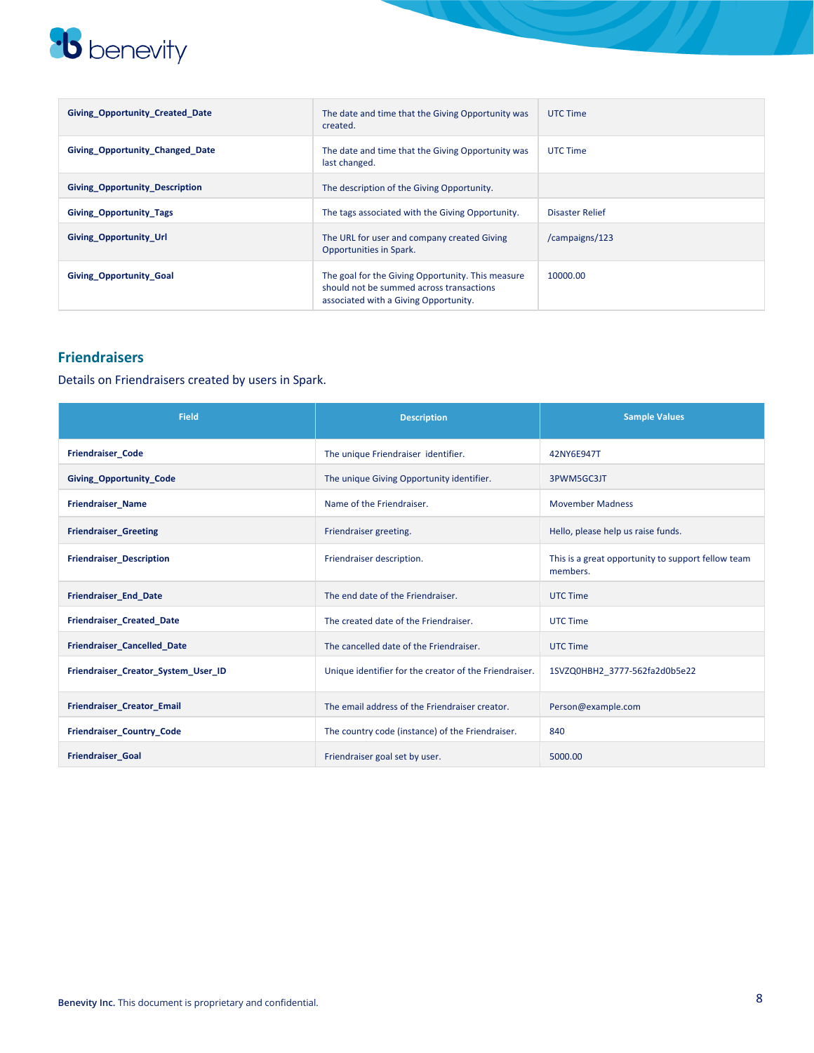| Field | Description | Sample Values |
|---|---|---|
| **Giving_Opportunity_Created_Date** | The date and time that the Giving Opportunity was created. | UTC Time |
| **Giving_Opportunity_Changed_Date** | The date and time that the Giving Opportunity was last changed. | UTC Time |
| **Giving_Opportunity_Description** | The description of the Giving Opportunity. | |
| **Giving_Opportunity_Tags** | The tags associated with the Giving Opportunity. | Disaster Relief |
| **Giving_Opportunity_Url** | The URL for user and company created Giving Opportunities in Spark. | /campaigns/123 |
| **Giving_Opportunity_Goal** | The goal for the Giving Opportunity. This measure should not be summed across transactions associated with a Giving Opportunity. | 10000.00 |

## Friendraisers

Details on Friendraisers created by users in Spark.

| Field | Description | Sample Values |
|---|---|---|
| **Friendraiser_Code** | The unique Friendraiser identifier. | 42NY6E947T |
| **Giving_Opportunity_Code** | The unique Giving Opportunity identifier. | 3PWM5GC3JT |
| **Friendraiser_Name** | Name of the Friendraiser. | Movember Madness |
| **Friendraiser_Greeting** | Friendraiser greeting. | Hello, please help us raise funds. |
| **Friendraiser_Description** | Friendraiser description. | This is a great opportunity to support fellow team members. |
| **Friendraiser_End_Date** | The end date of the Friendraiser. | UTC Time |
| **Friendraiser_Created_Date** | The created date of the Friendraiser. | UTC Time |
| **Friendraiser_Cancelled_Date** | The cancelled date of the Friendraiser. | UTC Time |
| **Friendraiser_Creator_System_User_ID** | Unique identifier for the creator of the Friendraiser. | 1SVZQ0HBH2_3777-562fa2d0b5e22 |
| **Friendraiser_Creator_Email** | The email address of the Friendraiser creator. | Person@example.com |
| **Friendraiser_Country_Code** | The country code (instance) of the Friendraiser. | 840 |
| **Friendraiser_Goal** | Friendraiser goal set by user. | 5000.00 |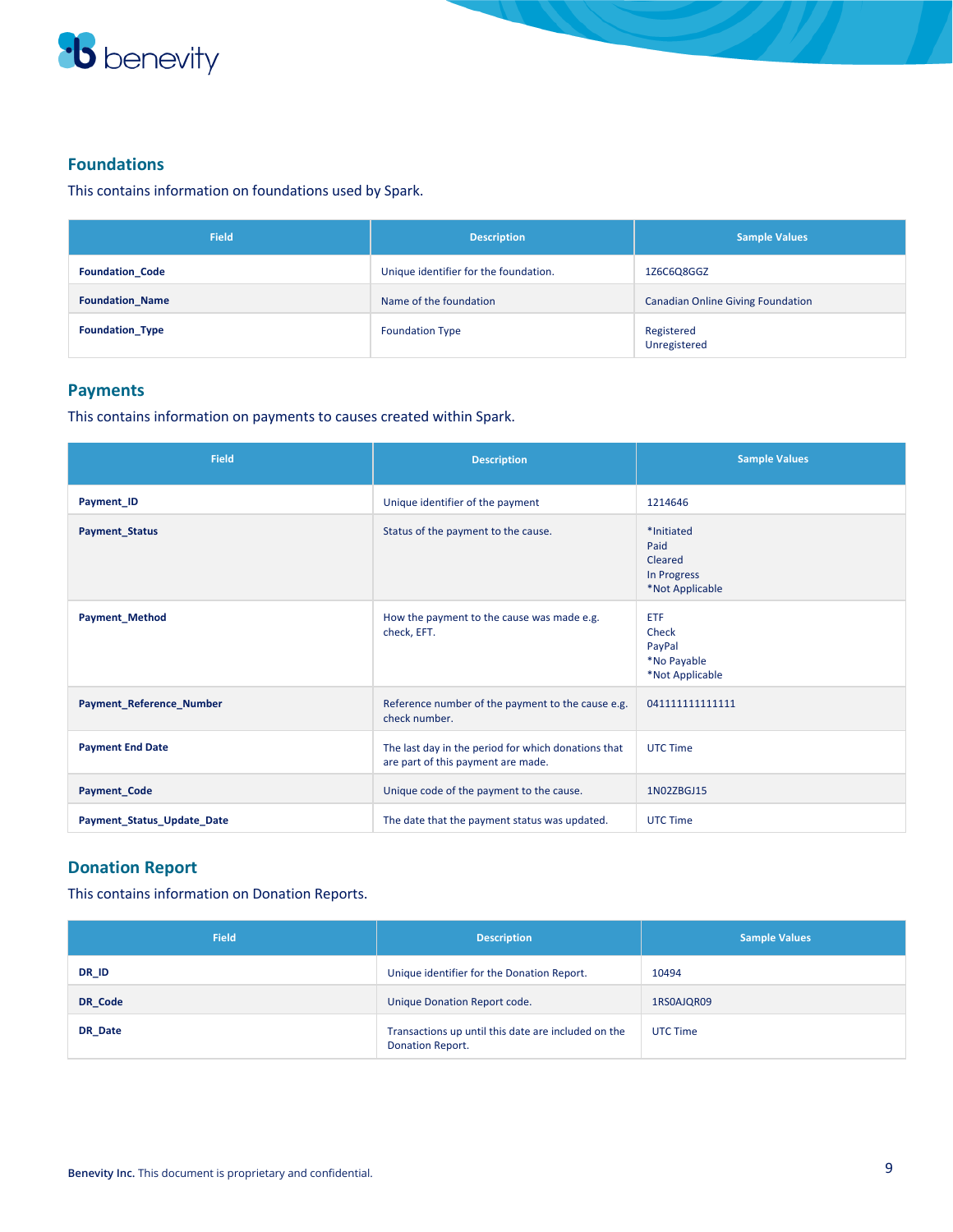## Foundations

This contains information on foundations used by Spark.

| Field | Description | Sample Values |
|---|---|---|
| **Foundation_Code** | Unique identifier for the foundation. | 1Z6C6Q8GGZ |
| **Foundation_Name** | Name of the foundation | Canadian Online Giving Foundation |
| **Foundation_Type** | Foundation Type | Registered<br>Unregistered |

## Payments

This contains information on payments to causes created within Spark.

| Field | Description | Sample Values |
|---|---|---|
| **Payment_ID** | Unique identifier of the payment | 1214646 |
| **Payment_Status** | Status of the payment to the cause. | *Initiated<br>Paid<br>Cleared<br>In Progress<br>*Not Applicable |
| **Payment_Method** | How the payment to the cause was made e.g. check, EFT. | ETF<br>Check<br>PayPal<br>*No Payable<br>*Not Applicable |
| **Payment_Reference_Number** | Reference number of the payment to the cause e.g. check number. | 041111111111111 |
| **Payment End Date** | The last day in the period for which donations that are part of this payment are made. | UTC Time |
| **Payment_Code** | Unique code of the payment to the cause. | 1N02ZBGJ15 |
| **Payment_Status_Update_Date** | The date that the payment status was updated. | UTC Time |

## Donation Report

This contains information on Donation Reports.

| Field | Description | Sample Values |
|---|---|---|
| **DR_ID** | Unique identifier for the Donation Report. | 10494 |
| **DR_Code** | Unique Donation Report code. | 1RS0AJQR09 |
| **DR_Date** | Transactions up until this date are included on the Donation Report. | UTC Time |

**Benevity Inc.** This document is proprietary and confidential.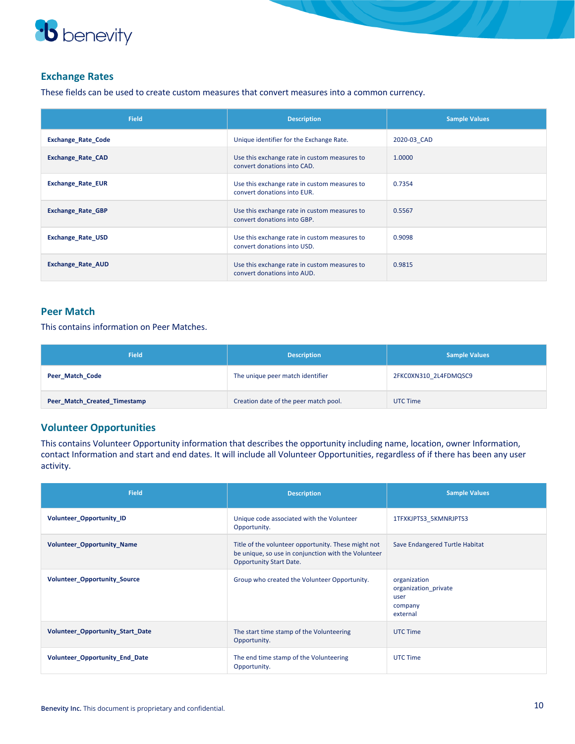## Exchange Rates

These fields can be used to create custom measures that convert measures into a common currency.

| Field | Description | Sample Values |
|---|---|---|
| **Exchange_Rate_Code** | Unique identifier for the Exchange Rate. | 2020-03_CAD |
| **Exchange_Rate_CAD** | Use this exchange rate in custom measures to convert donations into CAD. | 1.0000 |
| **Exchange_Rate_EUR** | Use this exchange rate in custom measures to convert donations into EUR. | 0.7354 |
| **Exchange_Rate_GBP** | Use this exchange rate in custom measures to convert donations into GBP. | 0.5567 |
| **Exchange_Rate_USD** | Use this exchange rate in custom measures to convert donations into USD. | 0.9098 |
| **Exchange_Rate_AUD** | Use this exchange rate in custom measures to convert donations into AUD. | 0.9815 |

## Peer Match

This contains information on Peer Matches.

| Field | Description | Sample Values |
|---|---|---|
| **Peer_Match_Code** | The unique peer match identifier | 2FKC0XN310_2L4FDMQSC9 |
| **Peer_Match_Created_Timestamp** | Creation date of the peer match pool. | UTC Time |

## Volunteer Opportunities

This contains Volunteer Opportunity information that describes the opportunity including name, location, owner Information, contact Information and start and end dates. It will include all Volunteer Opportunities, regardless of if there has been any user activity.

| Field | Description | Sample Values |
|---|---|---|
| **Volunteer_Opportunity_ID** | Unique code associated with the Volunteer Opportunity. | 1TFXKJPTS3_5KMNRJPTS3 |
| **Volunteer_Opportunity_Name** | Title of the volunteer opportunity. These might not be unique, so use in conjunction with the Volunteer Opportunity Start Date. | Save Endangered Turtle Habitat |
| **Volunteer_Opportunity_Source** | Group who created the Volunteer Opportunity. | organization<br>organization_private<br>user<br>company<br>external |
| **Volunteer_Opportunity_Start_Date** | The start time stamp of the Volunteering Opportunity. | UTC Time |
| **Volunteer_Opportunity_End_Date** | The end time stamp of the Volunteering Opportunity. | UTC Time |

**Benevity Inc.** This document is proprietary and confidential.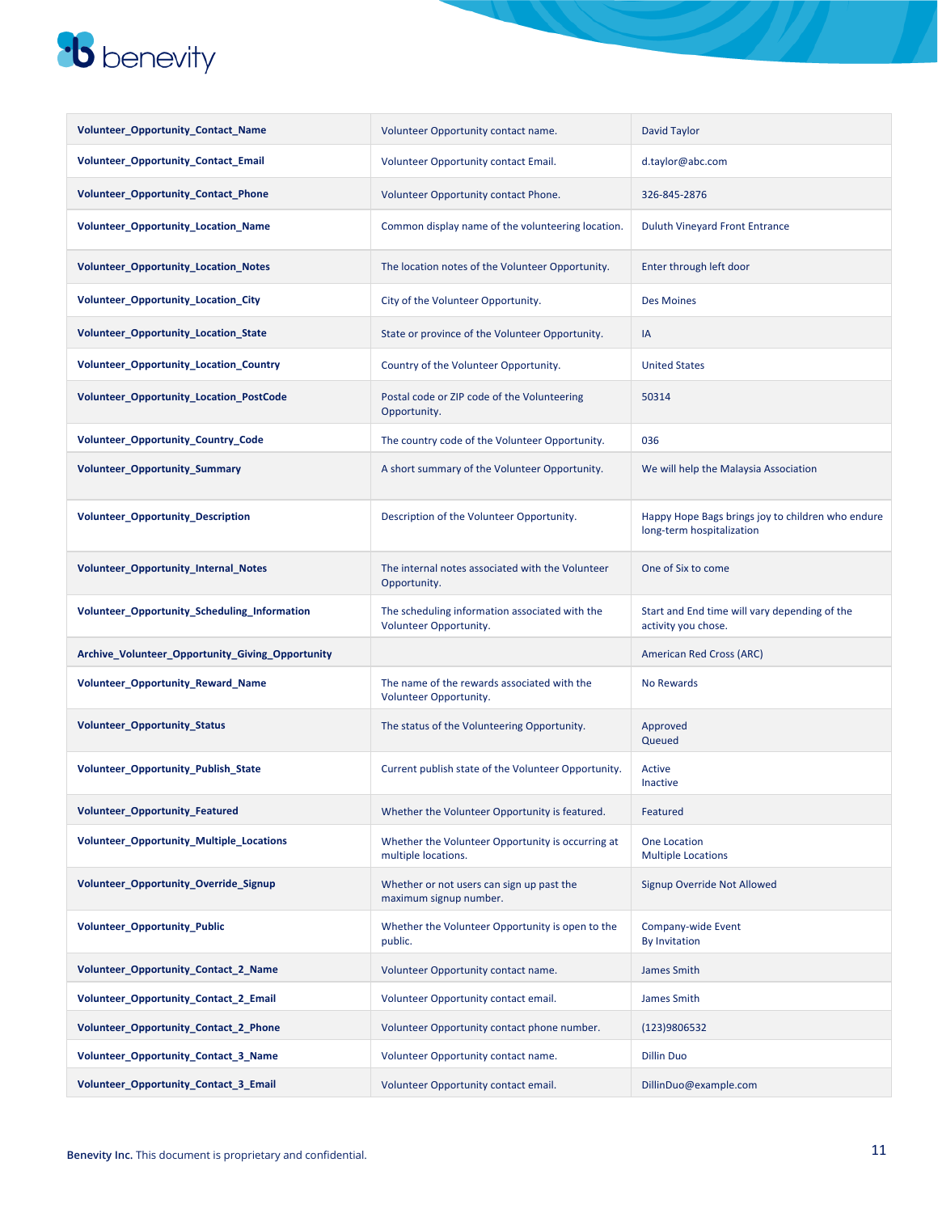| Volunteer_Opportunity_Contact_Name | Volunteer Opportunity contact name. | David Taylor |
|---|---|---|
| Volunteer_Opportunity_Contact_Email | Volunteer Opportunity contact Email. | d.taylor@abc.com |
| Volunteer_Opportunity_Contact_Phone | Volunteer Opportunity contact Phone. | 326-845-2876 |
| Volunteer_Opportunity_Location_Name | Common display name of the volunteering location. | Duluth Vineyard Front Entrance |
| Volunteer_Opportunity_Location_Notes | The location notes of the Volunteer Opportunity. | Enter through left door |
| Volunteer_Opportunity_Location_City | City of the Volunteer Opportunity. | Des Moines |
| Volunteer_Opportunity_Location_State | State or province of the Volunteer Opportunity. | IA |
| Volunteer_Opportunity_Location_Country | Country of the Volunteer Opportunity. | United States |
| Volunteer_Opportunity_Location_PostCode | Postal code or ZIP code of the Volunteering Opportunity. | 50314 |
| Volunteer_Opportunity_Country_Code | The country code of the Volunteer Opportunity. | 036 |
| Volunteer_Opportunity_Summary | A short summary of the Volunteer Opportunity. | We will help the Malaysia Association |
| Volunteer_Opportunity_Description | Description of the Volunteer Opportunity. | Happy Hope Bags brings joy to children who endure long-term hospitalization |
| Volunteer_Opportunity_Internal_Notes | The internal notes associated with the Volunteer Opportunity. | One of Six to come |
| Volunteer_Opportunity_Scheduling_Information | The scheduling information associated with the Volunteer Opportunity. | Start and End time will vary depending of the activity you chose. |
| Archive_Volunteer_Opportunity_Giving_Opportunity | | American Red Cross (ARC) |
| Volunteer_Opportunity_Reward_Name | The name of the rewards associated with the Volunteer Opportunity. | No Rewards |
| Volunteer_Opportunity_Status | The status of the Volunteering Opportunity. | Approved<br>Queued |
| Volunteer_Opportunity_Publish_State | Current publish state of the Volunteer Opportunity. | Active<br>Inactive |
| Volunteer_Opportunity_Featured | Whether the Volunteer Opportunity is featured. | Featured |
| Volunteer_Opportunity_Multiple_Locations | Whether the Volunteer Opportunity is occurring at multiple locations. | One Location<br>Multiple Locations |
| Volunteer_Opportunity_Override_Signup | Whether or not users can sign up past the maximum signup number. | Signup Override Not Allowed |
| Volunteer_Opportunity_Public | Whether the Volunteer Opportunity is open to the public. | Company-wide Event<br>By Invitation |
| Volunteer_Opportunity_Contact_2_Name | Volunteer Opportunity contact name. | James Smith |
| Volunteer_Opportunity_Contact_2_Email | Volunteer Opportunity contact email. | James Smith |
| Volunteer_Opportunity_Contact_2_Phone | Volunteer Opportunity contact phone number. | (123)9806532 |
| Volunteer_Opportunity_Contact_3_Name | Volunteer Opportunity contact name. | Dillin Duo |
| Volunteer_Opportunity_Contact_3_Email | Volunteer Opportunity contact email. | DillinDuo@example.com |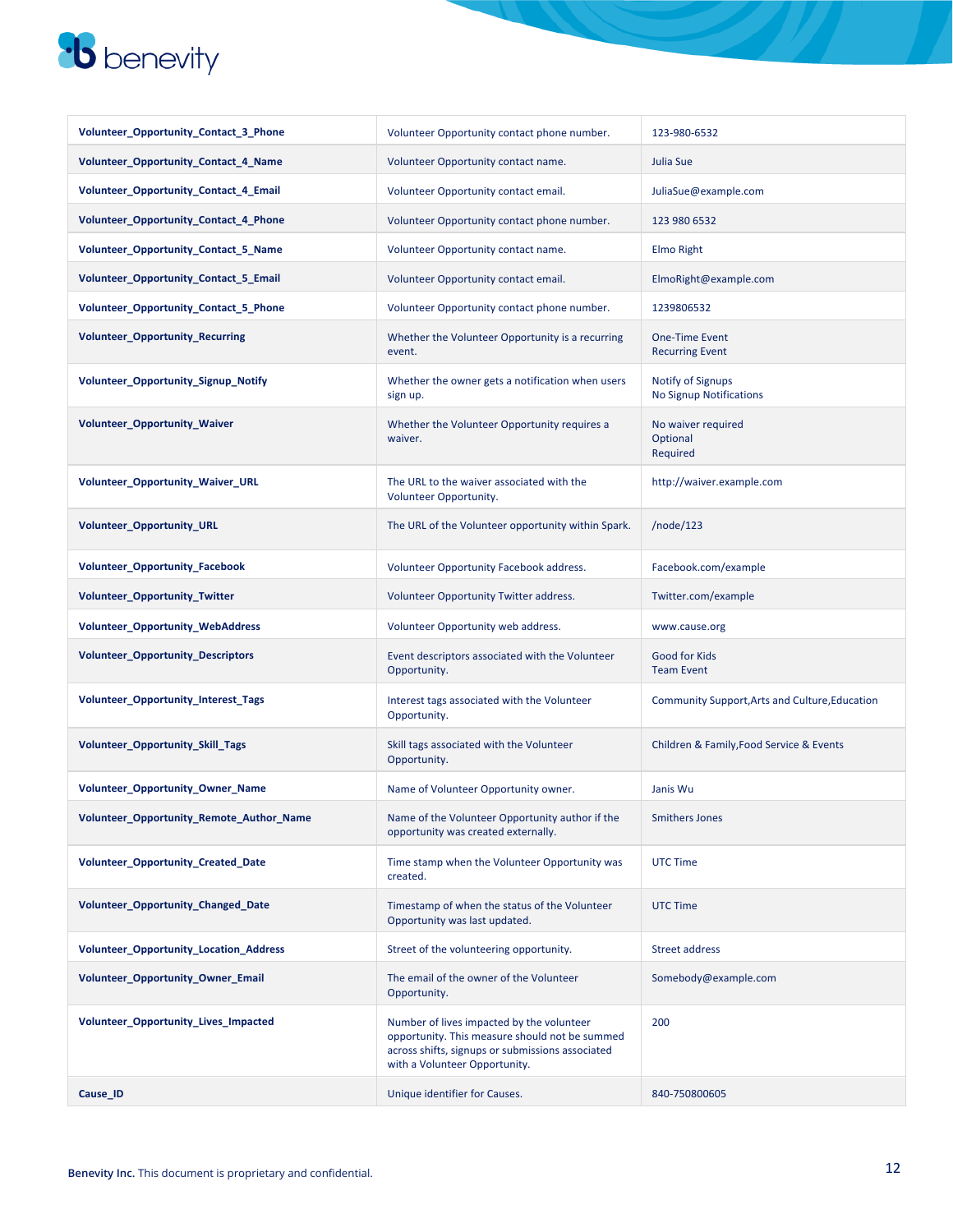| | | |
|---|---|---|
| **Volunteer_Opportunity_Contact_3_Phone** | Volunteer Opportunity contact phone number. | 123-980-6532 |
| **Volunteer_Opportunity_Contact_4_Name** | Volunteer Opportunity contact name. | Julia Sue |
| **Volunteer_Opportunity_Contact_4_Email** | Volunteer Opportunity contact email. | JuliaSue@example.com |
| **Volunteer_Opportunity_Contact_4_Phone** | Volunteer Opportunity contact phone number. | 123 980 6532 |
| **Volunteer_Opportunity_Contact_5_Name** | Volunteer Opportunity contact name. | Elmo Right |
| **Volunteer_Opportunity_Contact_5_Email** | Volunteer Opportunity contact email. | ElmoRight@example.com |
| **Volunteer_Opportunity_Contact_5_Phone** | Volunteer Opportunity contact phone number. | 1239806532 |
| **Volunteer_Opportunity_Recurring** | Whether the Volunteer Opportunity is a recurring event. | One-Time Event<br>Recurring Event |
| **Volunteer_Opportunity_Signup_Notify** | Whether the owner gets a notification when users sign up. | Notify of Signups<br>No Signup Notifications |
| **Volunteer_Opportunity_Waiver** | Whether the Volunteer Opportunity requires a waiver. | No waiver required<br>Optional<br>Required |
| **Volunteer_Opportunity_Waiver_URL** | The URL to the waiver associated with the Volunteer Opportunity. | http://waiver.example.com |
| **Volunteer_Opportunity_URL** | The URL of the Volunteer opportunity within Spark. | /node/123 |
| **Volunteer_Opportunity_Facebook** | Volunteer Opportunity Facebook address. | Facebook.com/example |
| **Volunteer_Opportunity_Twitter** | Volunteer Opportunity Twitter address. | Twitter.com/example |
| **Volunteer_Opportunity_WebAddress** | Volunteer Opportunity web address. | www.cause.org |
| **Volunteer_Opportunity_Descriptors** | Event descriptors associated with the Volunteer Opportunity. | Good for Kids<br>Team Event |
| **Volunteer_Opportunity_Interest_Tags** | Interest tags associated with the Volunteer Opportunity. | Community Support,Arts and Culture,Education |
| **Volunteer_Opportunity_Skill_Tags** | Skill tags associated with the Volunteer Opportunity. | Children & Family,Food Service & Events |
| **Volunteer_Opportunity_Owner_Name** | Name of Volunteer Opportunity owner. | Janis Wu |
| **Volunteer_Opportunity_Remote_Author_Name** | Name of the Volunteer Opportunity author if the opportunity was created externally. | Smithers Jones |
| **Volunteer_Opportunity_Created_Date** | Time stamp when the Volunteer Opportunity was created. | UTC Time |
| **Volunteer_Opportunity_Changed_Date** | Timestamp of when the status of the Volunteer Opportunity was last updated. | UTC Time |
| **Volunteer_Opportunity_Location_Address** | Street of the volunteering opportunity. | Street address |
| **Volunteer_Opportunity_Owner_Email** | The email of the owner of the Volunteer Opportunity. | Somebody@example.com |
| **Volunteer_Opportunity_Lives_Impacted** | Number of lives impacted by the volunteer opportunity. This measure should not be summed across shifts, signups or submissions associated with a Volunteer Opportunity. | 200 |
| **Cause_ID** | Unique identifier for Causes. | 840-750800605 |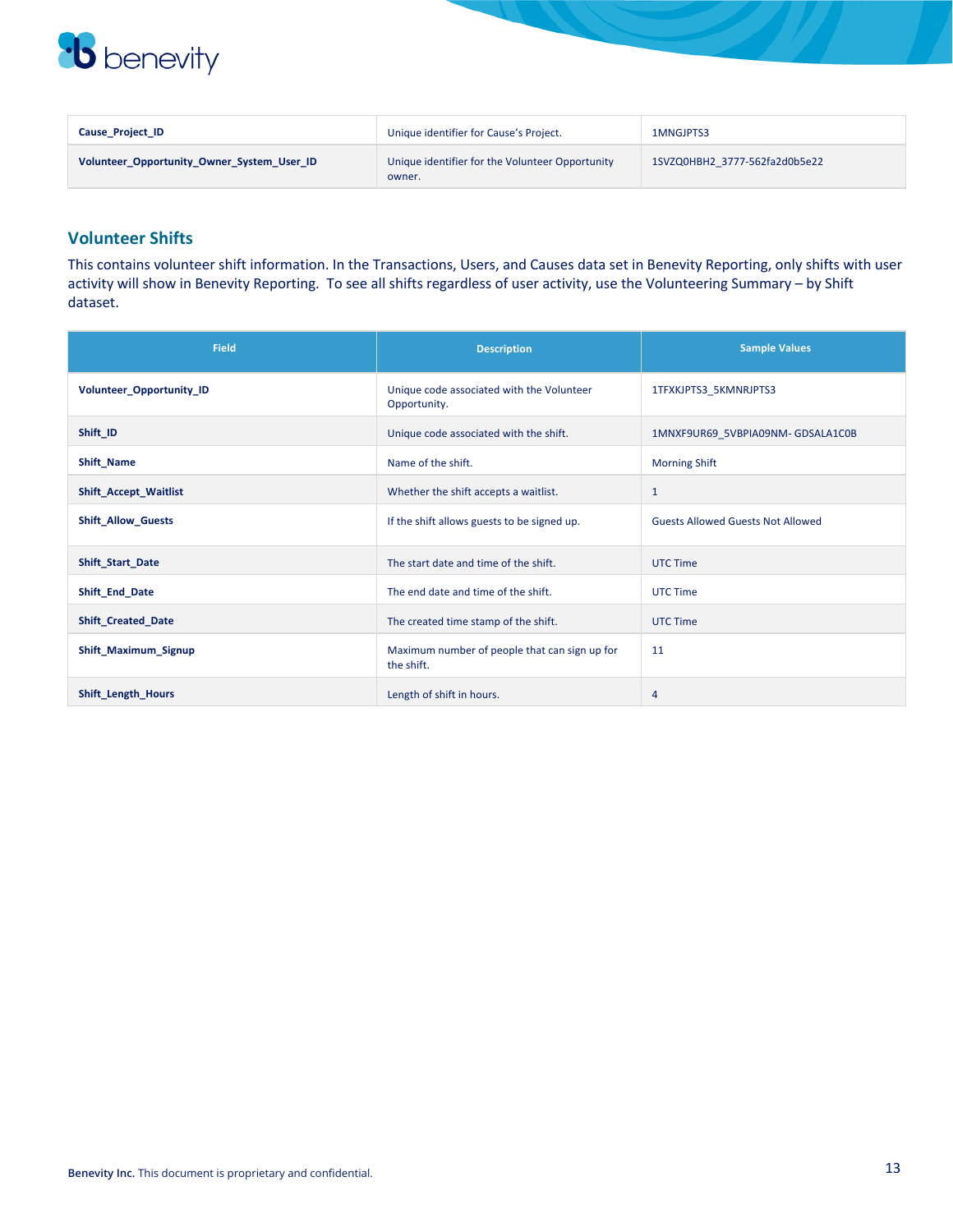| Cause_Project_ID | Unique identifier for Cause's Project. | 1MNGJPTS3 |
|---|---|---|
| Volunteer_Opportunity_Owner_System_User_ID | Unique identifier for the Volunteer Opportunity owner. | 1SVZQ0HBH2_3777-562fa2d0b5e22 |

## Volunteer Shifts

This contains volunteer shift information. In the Transactions, Users, and Causes data set in Benevity Reporting, only shifts with user activity will show in Benevity Reporting. To see all shifts regardless of user activity, use the Volunteering Summary – by Shift dataset.

| Field | Description | Sample Values |
|---|---|---|
| Volunteer_Opportunity_ID | Unique code associated with the Volunteer Opportunity. | 1TFXKJPTS3_5KMNRJPTS3 |
| Shift_ID | Unique code associated with the shift. | 1MNXF9UR69_5VBPIA09NM- GDSALA1C0B |
| Shift_Name | Name of the shift. | Morning Shift |
| Shift_Accept_Waitlist | Whether the shift accepts a waitlist. | 1 |
| Shift_Allow_Guests | If the shift allows guests to be signed up. | Guests Allowed Guests Not Allowed |
| Shift_Start_Date | The start date and time of the shift. | UTC Time |
| Shift_End_Date | The end date and time of the shift. | UTC Time |
| Shift_Created_Date | The created time stamp of the shift. | UTC Time |
| Shift_Maximum_Signup | Maximum number of people that can sign up for the shift. | 11 |
| Shift_Length_Hours | Length of shift in hours. | 4 |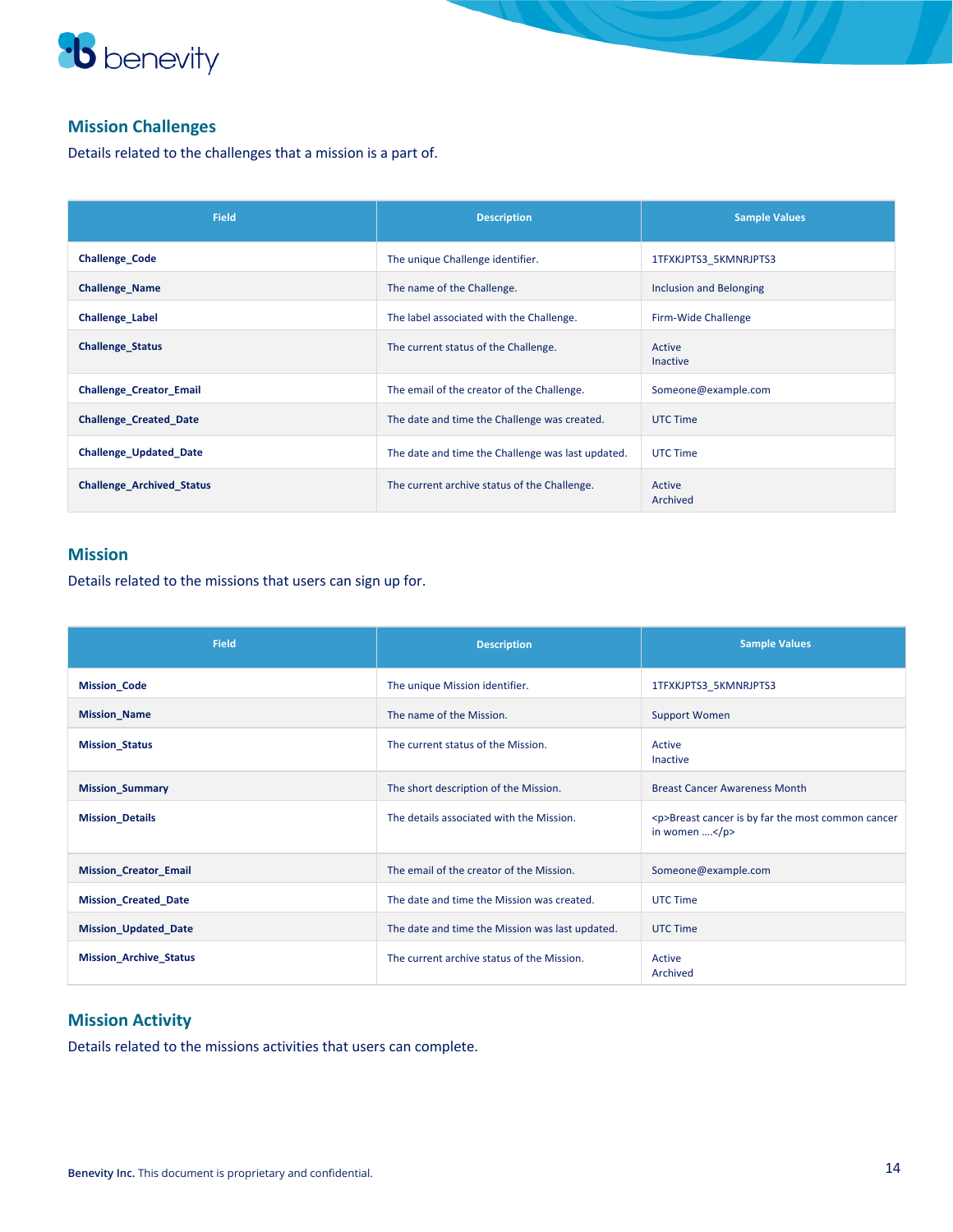## Mission Challenges

Details related to the challenges that a mission is a part of.

| Field | Description | Sample Values |
|---|---|---|
| **Challenge_Code** | The unique Challenge identifier. | 1TFXKJPTS3_5KMNRJPTS3 |
| **Challenge_Name** | The name of the Challenge. | Inclusion and Belonging |
| **Challenge_Label** | The label associated with the Challenge. | Firm-Wide Challenge |
| **Challenge_Status** | The current status of the Challenge. | Active<br>Inactive |
| **Challenge_Creator_Email** | The email of the creator of the Challenge. | Someone@example.com |
| **Challenge_Created_Date** | The date and time the Challenge was created. | UTC Time |
| **Challenge_Updated_Date** | The date and time the Challenge was last updated. | UTC Time |
| **Challenge_Archived_Status** | The current archive status of the Challenge. | Active<br>Archived |

## Mission

Details related to the missions that users can sign up for.

| Field | Description | Sample Values |
|---|---|---|
| **Mission_Code** | The unique Mission identifier. | 1TFXKJPTS3_5KMNRJPTS3 |
| **Mission_Name** | The name of the Mission. | Support Women |
| **Mission_Status** | The current status of the Mission. | Active<br>Inactive |
| **Mission_Summary** | The short description of the Mission. | Breast Cancer Awareness Month |
| **Mission_Details** | The details associated with the Mission. | &lt;p&gt;Breast cancer is by far the most common cancer in women ….&lt;/p&gt; |
| **Mission_Creator_Email** | The email of the creator of the Mission. | Someone@example.com |
| **Mission_Created_Date** | The date and time the Mission was created. | UTC Time |
| **Mission_Updated_Date** | The date and time the Mission was last updated. | UTC Time |
| **Mission_Archive_Status** | The current archive status of the Mission. | Active<br>Archived |

## Mission Activity

Details related to the missions activities that users can complete.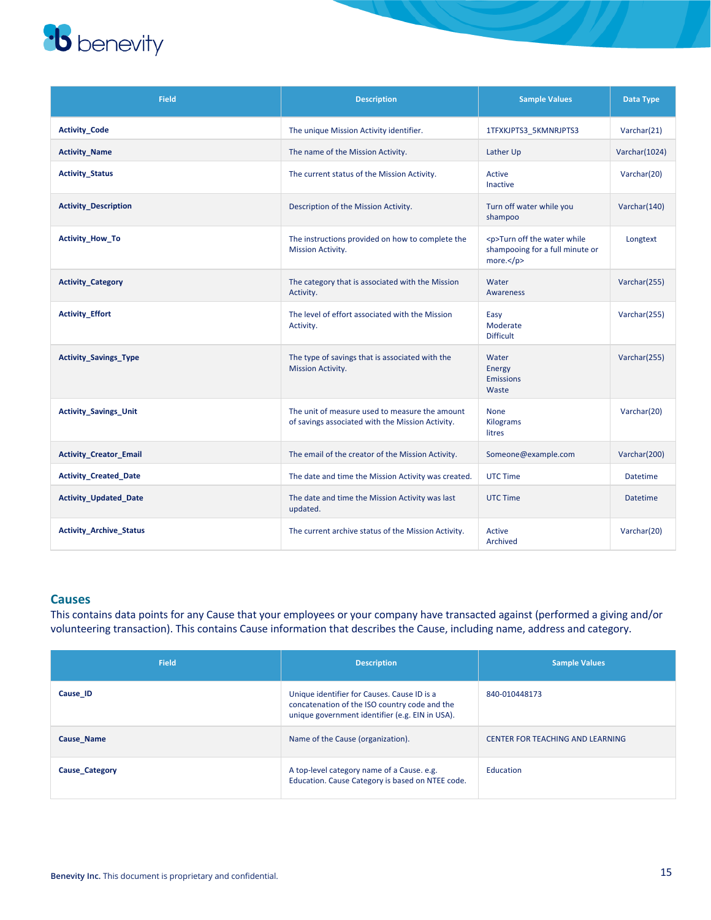| Field | Description | Sample Values | Data Type |
| --- | --- | --- | --- |
| **Activity_Code** | The unique Mission Activity identifier. | 1TFXKJPTS3_5KMNRJPTS3 | Varchar(21) |
| **Activity_Name** | The name of the Mission Activity. | Lather Up | Varchar(1024) |
| **Activity_Status** | The current status of the Mission Activity. | Active<br>Inactive | Varchar(20) |
| **Activity_Description** | Description of the Mission Activity. | Turn off water while you shampoo | Varchar(140) |
| **Activity_How_To** | The instructions provided on how to complete the Mission Activity. | <p>Turn off the water while shampooing for a full minute or more.</p> | Longtext |
| **Activity_Category** | The category that is associated with the Mission Activity. | Water<br>Awareness | Varchar(255) |
| **Activity_Effort** | The level of effort associated with the Mission Activity. | Easy<br>Moderate<br>Difficult | Varchar(255) |
| **Activity_Savings_Type** | The type of savings that is associated with the Mission Activity. | Water<br>Energy<br>Emissions<br>Waste | Varchar(255) |
| **Activity_Savings_Unit** | The unit of measure used to measure the amount of savings associated with the Mission Activity. | None<br>Kilograms<br>litres | Varchar(20) |
| **Activity_Creator_Email** | The email of the creator of the Mission Activity. | Someone@example.com | Varchar(200) |
| **Activity_Created_Date** | The date and time the Mission Activity was created. | UTC Time | Datetime |
| **Activity_Updated_Date** | The date and time the Mission Activity was last updated. | UTC Time | Datetime |
| **Activity_Archive_Status** | The current archive status of the Mission Activity. | Active<br>Archived | Varchar(20) |

## Causes

This contains data points for any Cause that your employees or your company have transacted against (performed a giving and/or volunteering transaction). This contains Cause information that describes the Cause, including name, address and category.

| Field | Description | Sample Values |
| --- | --- | --- |
| **Cause_ID** | Unique identifier for Causes. Cause ID is a concatenation of the ISO country code and the unique government identifier (e.g. EIN in USA). | 840-010448173 |
| **Cause_Name** | Name of the Cause (organization). | CENTER FOR TEACHING AND LEARNING |
| **Cause_Category** | A top-level category name of a Cause. e.g. Education. Cause Category is based on NTEE code. | Education |

**Benevity Inc.** This document is proprietary and confidential.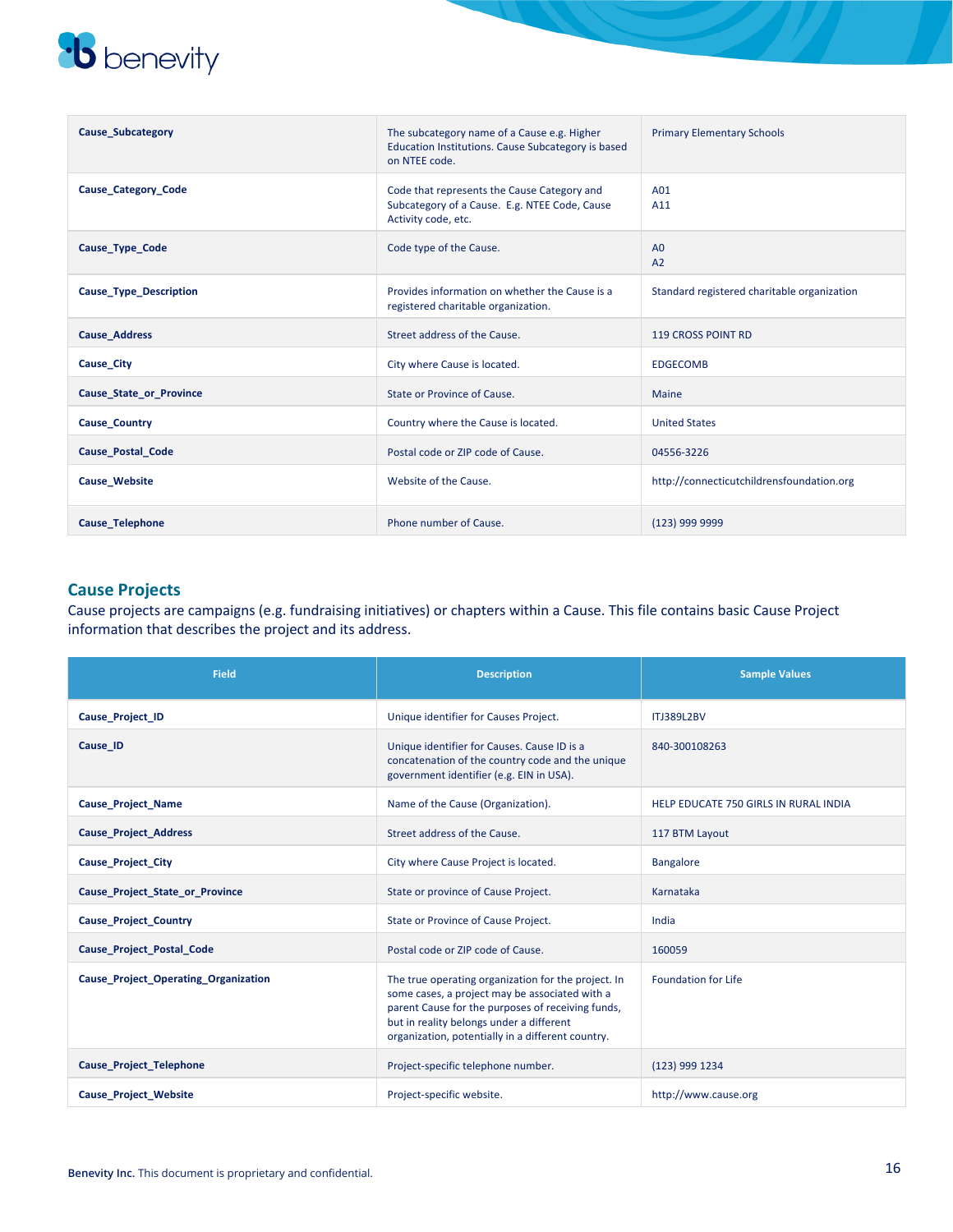| Cause_Subcategory | The subcategory name of a Cause e.g. Higher Education Institutions. Cause Subcategory is based on NTEE code. | Primary Elementary Schools |
|---|---|---|
| Cause_Category_Code | Code that represents the Cause Category and Subcategory of a Cause. E.g. NTEE Code, Cause Activity code, etc. | A01<br>A11 |
| Cause_Type_Code | Code type of the Cause. | A0<br>A2 |
| Cause_Type_Description | Provides information on whether the Cause is a registered charitable organization. | Standard registered charitable organization |
| Cause_Address | Street address of the Cause. | 119 CROSS POINT RD |
| Cause_City | City where Cause is located. | EDGECOMB |
| Cause_State_or_Province | State or Province of Cause. | Maine |
| Cause_Country | Country where the Cause is located. | United States |
| Cause_Postal_Code | Postal code or ZIP code of Cause. | 04556-3226 |
| Cause_Website | Website of the Cause. | http://connecticutchildrensfoundation.org |
| Cause_Telephone | Phone number of Cause. | (123) 999 9999 |

## Cause Projects

Cause projects are campaigns (e.g. fundraising initiatives) or chapters within a Cause. This file contains basic Cause Project information that describes the project and its address.

| Field | Description | Sample Values |
|---|---|---|
| **Cause_Project_ID** | Unique identifier for Causes Project. | ITJ389L2BV |
| **Cause_ID** | Unique identifier for Causes. Cause ID is a concatenation of the country code and the unique government identifier (e.g. EIN in USA). | 840-300108263 |
| **Cause_Project_Name** | Name of the Cause (Organization). | HELP EDUCATE 750 GIRLS IN RURAL INDIA |
| **Cause_Project_Address** | Street address of the Cause. | 117 BTM Layout |
| **Cause_Project_City** | City where Cause Project is located. | Bangalore |
| **Cause_Project_State_or_Province** | State or province of Cause Project. | Karnataka |
| **Cause_Project_Country** | State or Province of Cause Project. | India |
| **Cause_Project_Postal_Code** | Postal code or ZIP code of Cause. | 160059 |
| **Cause_Project_Operating_Organization** | The true operating organization for the project. In some cases, a project may be associated with a parent Cause for the purposes of receiving funds, but in reality belongs under a different organization, potentially in a different country. | Foundation for Life |
| **Cause_Project_Telephone** | Project-specific telephone number. | (123) 999 1234 |
| **Cause_Project_Website** | Project-specific website. | http://www.cause.org |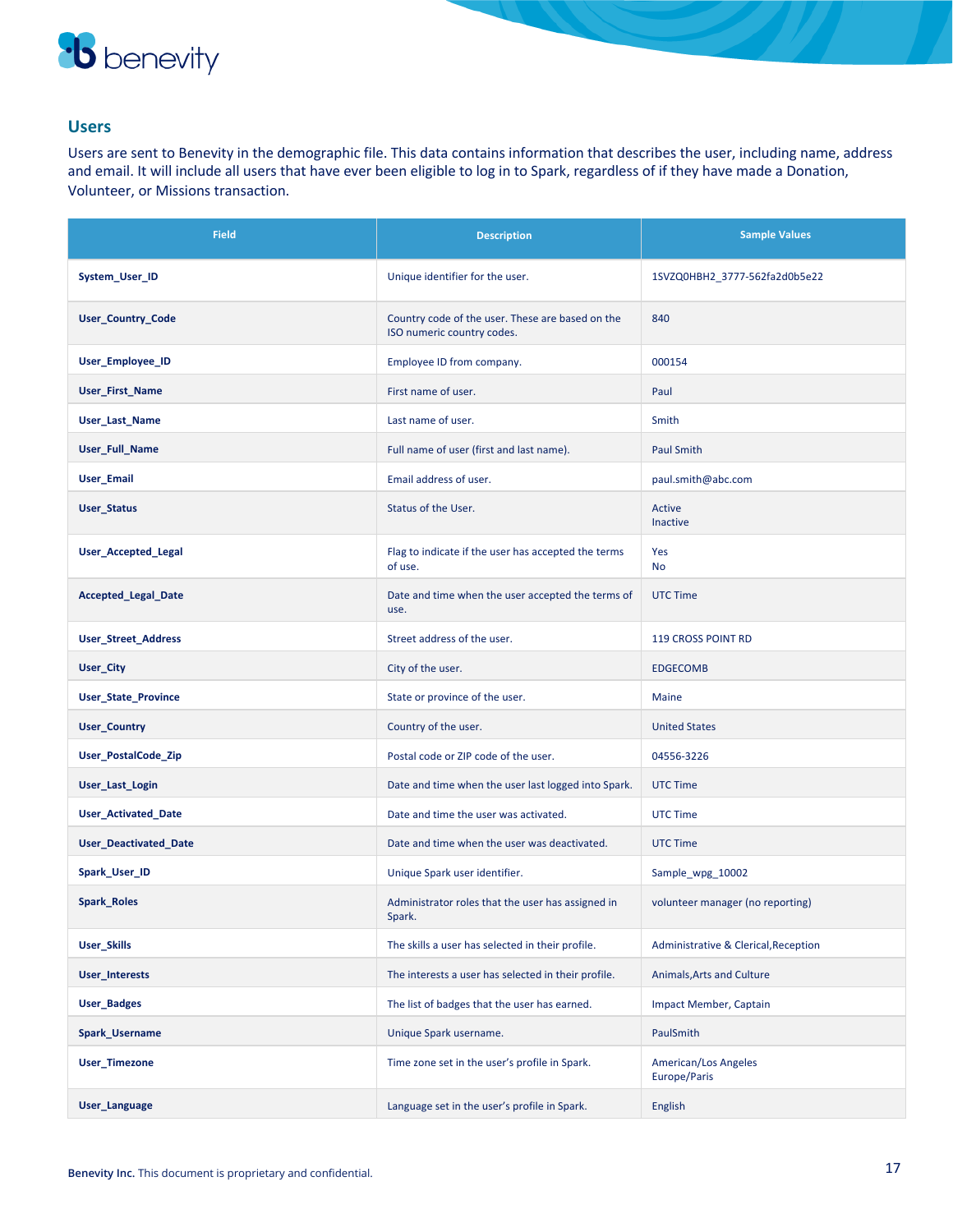## Users

Users are sent to Benevity in the demographic file. This data contains information that describes the user, including name, address and email. It will include all users that have ever been eligible to log in to Spark, regardless of if they have made a Donation, Volunteer, or Missions transaction.

| Field | Description | Sample Values |
|---|---|---|
| **System_User_ID** | Unique identifier for the user. | 1SVZQ0HBH2_3777-562fa2d0b5e22 |
| **User_Country_Code** | Country code of the user. These are based on the ISO numeric country codes. | 840 |
| **User_Employee_ID** | Employee ID from company. | 000154 |
| **User_First_Name** | First name of user. | Paul |
| **User_Last_Name** | Last name of user. | Smith |
| **User_Full_Name** | Full name of user (first and last name). | Paul Smith |
| **User_Email** | Email address of user. | paul.smith@abc.com |
| **User_Status** | Status of the User. | Active<br>Inactive |
| **User_Accepted_Legal** | Flag to indicate if the user has accepted the terms of use. | Yes<br>No |
| **Accepted_Legal_Date** | Date and time when the user accepted the terms of use. | UTC Time |
| **User_Street_Address** | Street address of the user. | 119 CROSS POINT RD |
| **User_City** | City of the user. | EDGECOMB |
| **User_State_Province** | State or province of the user. | Maine |
| **User_Country** | Country of the user. | United States |
| **User_PostalCode_Zip** | Postal code or ZIP code of the user. | 04556-3226 |
| **User_Last_Login** | Date and time when the user last logged into Spark. | UTC Time |
| **User_Activated_Date** | Date and time the user was activated. | UTC Time |
| **User_Deactivated_Date** | Date and time when the user was deactivated. | UTC Time |
| **Spark_User_ID** | Unique Spark user identifier. | Sample_wpg_10002 |
| **Spark_Roles** | Administrator roles that the user has assigned in Spark. | volunteer manager (no reporting) |
| **User_Skills** | The skills a user has selected in their profile. | Administrative & Clerical,Reception |
| **User_Interests** | The interests a user has selected in their profile. | Animals,Arts and Culture |
| **User_Badges** | The list of badges that the user has earned. | Impact Member, Captain |
| **Spark_Username** | Unique Spark username. | PaulSmith |
| **User_Timezone** | Time zone set in the user's profile in Spark. | American/Los Angeles<br>Europe/Paris |
| **User_Language** | Language set in the user's profile in Spark. | English |

**Benevity Inc.** This document is proprietary and confidential.